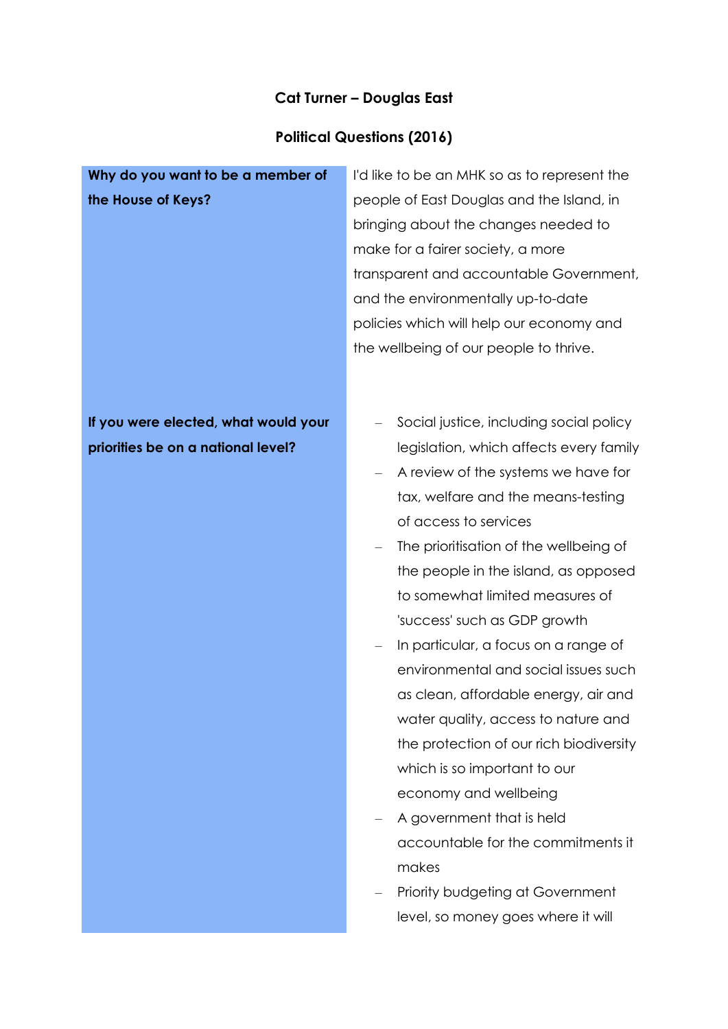# Cat Turner – Douglas East

## Political Questions (2016)

| | |
|---|---|
| **Why do you want to be a member of the House of Keys?** | I'd like to be an MHK so as to represent the people of East Douglas and the Island, in bringing about the changes needed to make for a fairer society, a more transparent and accountable Government, and the environmentally up-to-date policies which will help our economy and the wellbeing of our people to thrive. |
| **If you were elected, what would your priorities be on a national level?** | – Social justice, including social policy legislation, which affects every family<br>– A review of the systems we have for tax, welfare and the means-testing of access to services<br>– The prioritisation of the wellbeing of the people in the island, as opposed to somewhat limited measures of 'success' such as GDP growth<br>– In particular, a focus on a range of environmental and social issues such as clean, affordable energy, air and water quality, access to nature and the protection of our rich biodiversity which is so important to our economy and wellbeing<br>– A government that is held accountable for the commitments it makes<br>– Priority budgeting at Government level, so money goes where it will |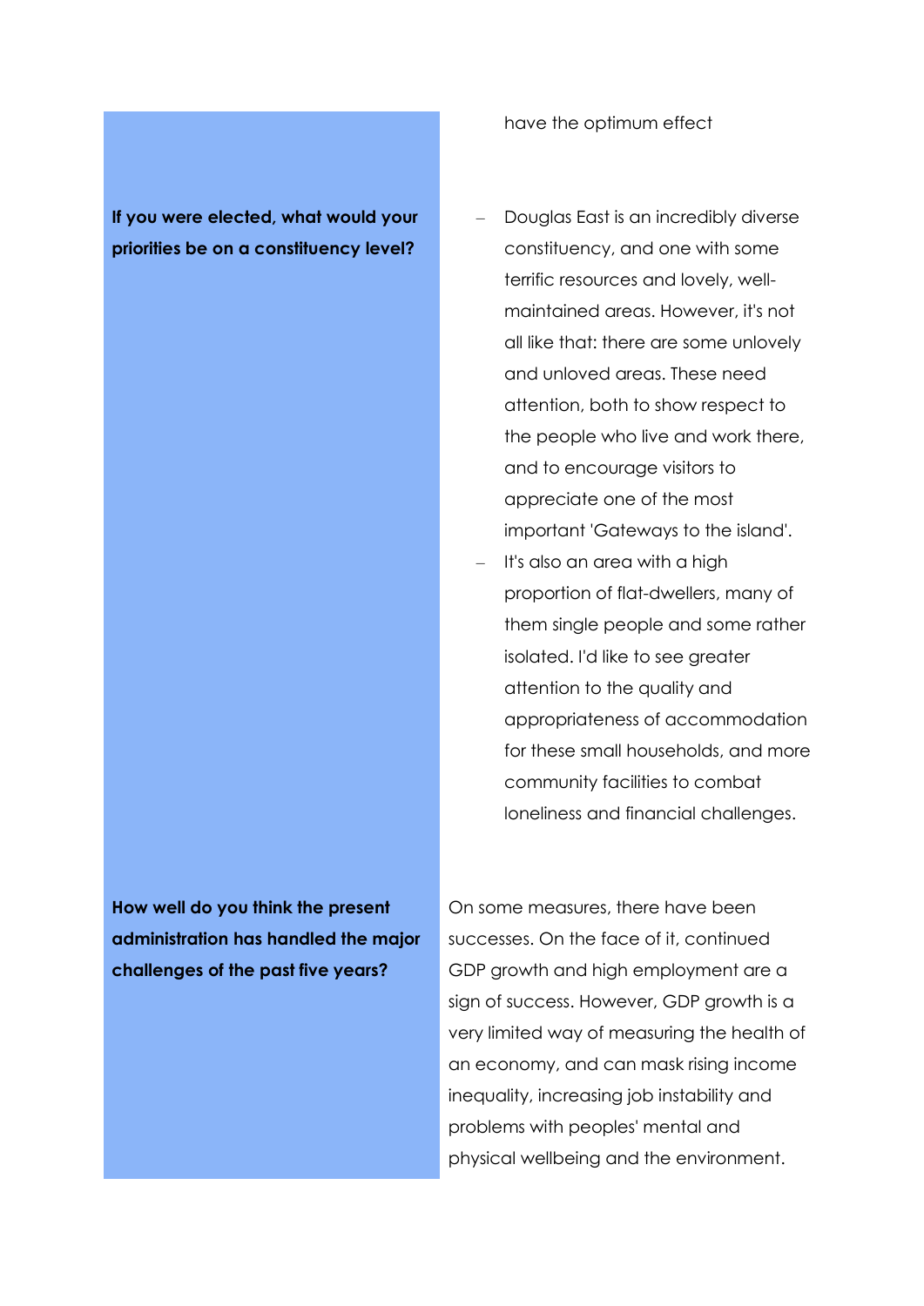have the optimum effect

**If you were elected, what would your priorities be on a constituency level?**

- Douglas East is an incredibly diverse constituency, and one with some terrific resources and lovely, well-maintained areas. However, it's not all like that: there are some unlovely and unloved areas. These need attention, both to show respect to the people who live and work there, and to encourage visitors to appreciate one of the most important 'Gateways to the island'.
- It's also an area with a high proportion of flat-dwellers, many of them single people and some rather isolated. I'd like to see greater attention to the quality and appropriateness of accommodation for these small households, and more community facilities to combat loneliness and financial challenges.

**How well do you think the present administration has handled the major challenges of the past five years?**

On some measures, there have been successes. On the face of it, continued GDP growth and high employment are a sign of success. However, GDP growth is a very limited way of measuring the health of an economy, and can mask rising income inequality, increasing job instability and problems with peoples' mental and physical wellbeing and the environment.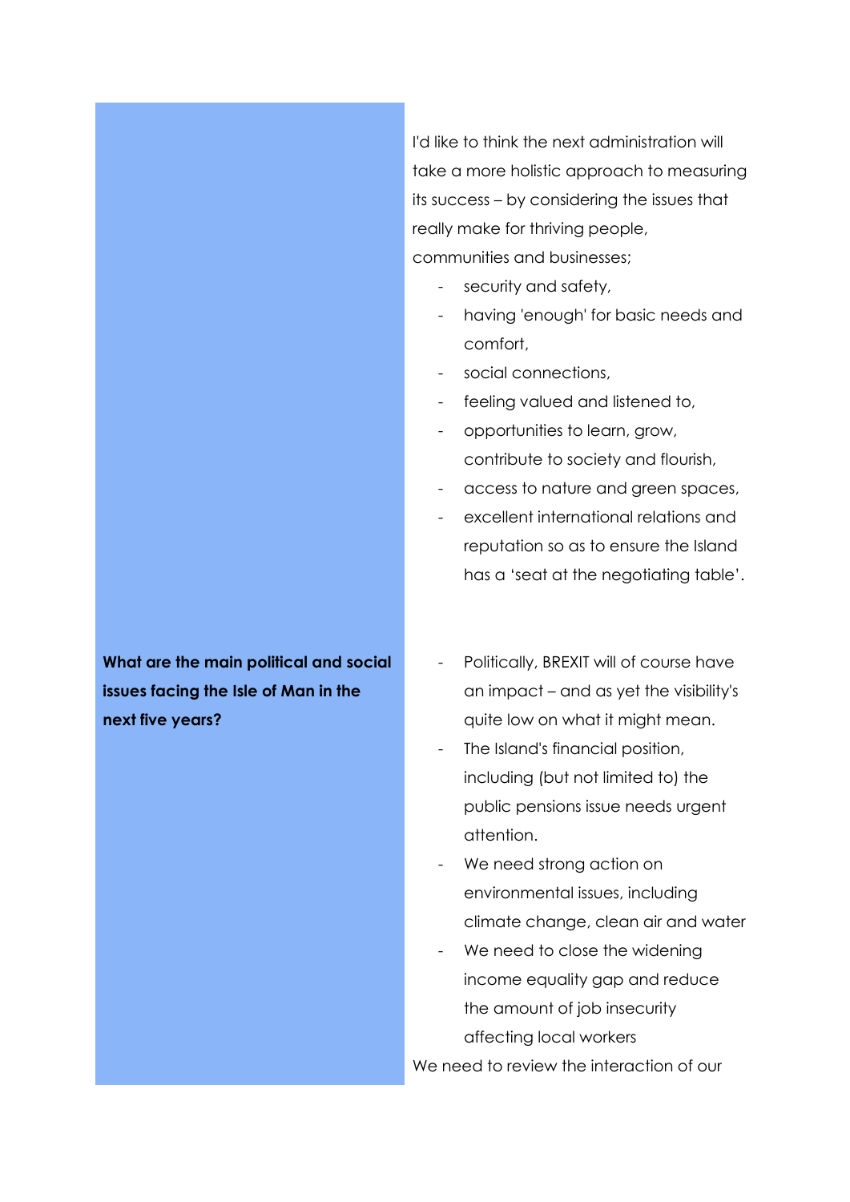| | |
|---|---|
| | I'd like to think the next administration will take a more holistic approach to measuring its success – by considering the issues that really make for thriving people, communities and businesses;<br>- security and safety,<br>- having 'enough' for basic needs and comfort,<br>- social connections,<br>- feeling valued and listened to,<br>- opportunities to learn, grow, contribute to society and flourish,<br>- access to nature and green spaces,<br>- excellent international relations and reputation so as to ensure the Island has a 'seat at the negotiating table'. |
| **What are the main political and social issues facing the Isle of Man in the next five years?** | - Politically, BREXIT will of course have an impact – and as yet the visibility's quite low on what it might mean.<br>- The Island's financial position, including (but not limited to) the public pensions issue needs urgent attention.<br>- We need strong action on environmental issues, including climate change, clean air and water<br>- We need to close the widening income equality gap and reduce the amount of job insecurity affecting local workers<br><br>We need to review the interaction of our |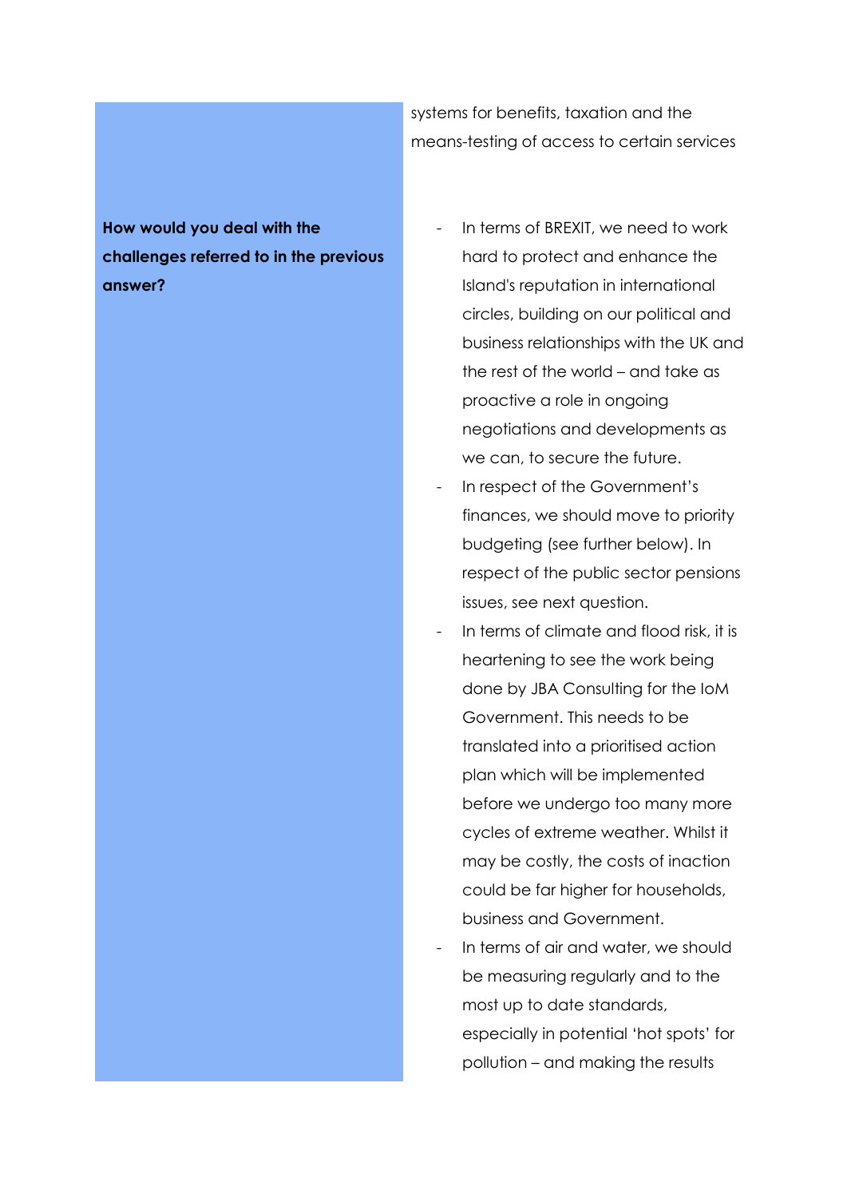systems for benefits, taxation and the means-testing of access to certain services

**How would you deal with the challenges referred to in the previous answer?**

- In terms of BREXIT, we need to work hard to protect and enhance the Island's reputation in international circles, building on our political and business relationships with the UK and the rest of the world – and take as proactive a role in ongoing negotiations and developments as we can, to secure the future.
- In respect of the Government's finances, we should move to priority budgeting (see further below). In respect of the public sector pensions issues, see next question.
- In terms of climate and flood risk, it is heartening to see the work being done by JBA Consulting for the IoM Government. This needs to be translated into a prioritised action plan which will be implemented before we undergo too many more cycles of extreme weather. Whilst it may be costly, the costs of inaction could be far higher for households, business and Government.
- In terms of air and water, we should be measuring regularly and to the most up to date standards, especially in potential 'hot spots' for pollution – and making the results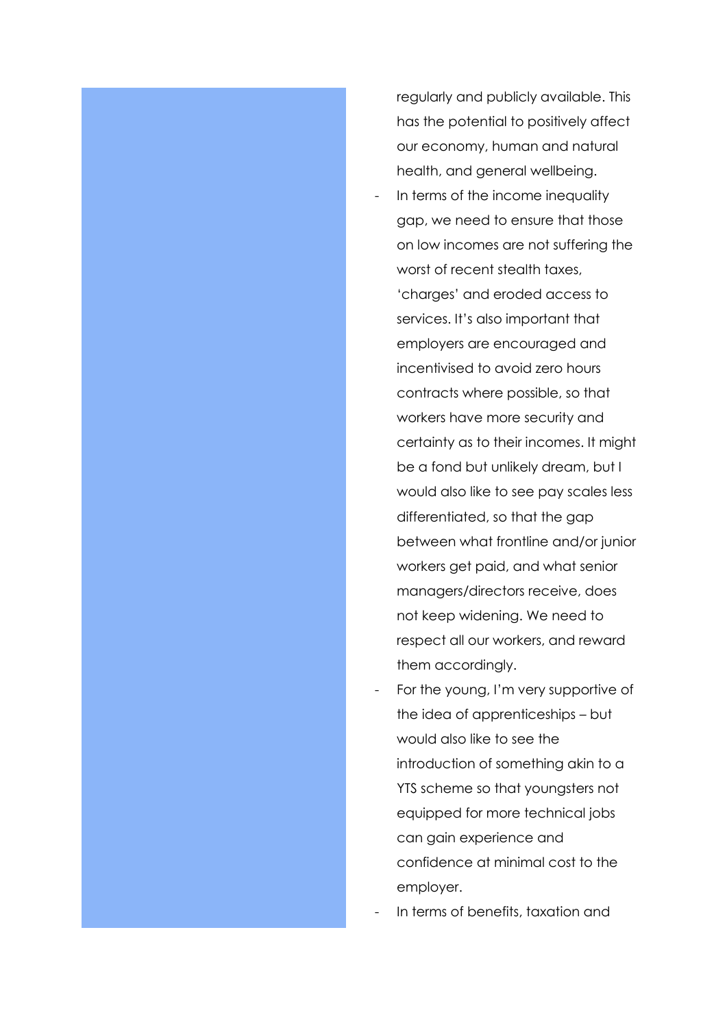regularly and publicly available. This has the potential to positively affect our economy, human and natural health, and general wellbeing.

- In terms of the income inequality gap, we need to ensure that those on low incomes are not suffering the worst of recent stealth taxes, 'charges' and eroded access to services. It's also important that employers are encouraged and incentivised to avoid zero hours contracts where possible, so that workers have more security and certainty as to their incomes. It might be a fond but unlikely dream, but I would also like to see pay scales less differentiated, so that the gap between what frontline and/or junior workers get paid, and what senior managers/directors receive, does not keep widening. We need to respect all our workers, and reward them accordingly.
- For the young, I'm very supportive of the idea of apprenticeships – but would also like to see the introduction of something akin to a YTS scheme so that youngsters not equipped for more technical jobs can gain experience and confidence at minimal cost to the employer.
- In terms of benefits, taxation and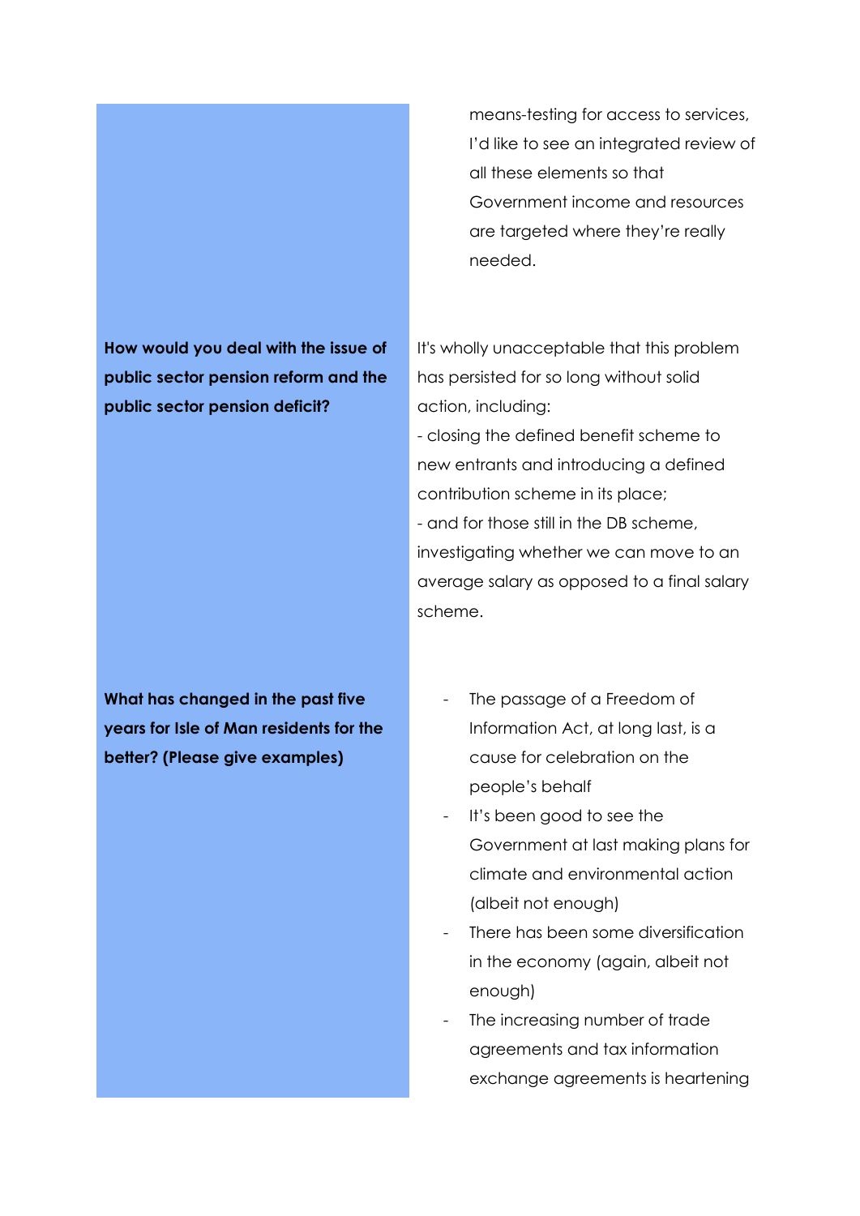| | |
|---|---|
| | means-testing for access to services, I'd like to see an integrated review of all these elements so that Government income and resources are targeted where they're really needed. |
| **How would you deal with the issue of public sector pension reform and the public sector pension deficit?** | It's wholly unacceptable that this problem has persisted for so long without solid action, including:<br>- closing the defined benefit scheme to new entrants and introducing a defined contribution scheme in its place;<br>- and for those still in the DB scheme, investigating whether we can move to an average salary as opposed to a final salary scheme. |
| **What has changed in the past five years for Isle of Man residents for the better? (Please give examples)** | - The passage of a Freedom of Information Act, at long last, is a cause for celebration on the people's behalf<br>- It's been good to see the Government at last making plans for climate and environmental action (albeit not enough)<br>- There has been some diversification in the economy (again, albeit not enough)<br>- The increasing number of trade agreements and tax information exchange agreements is heartening |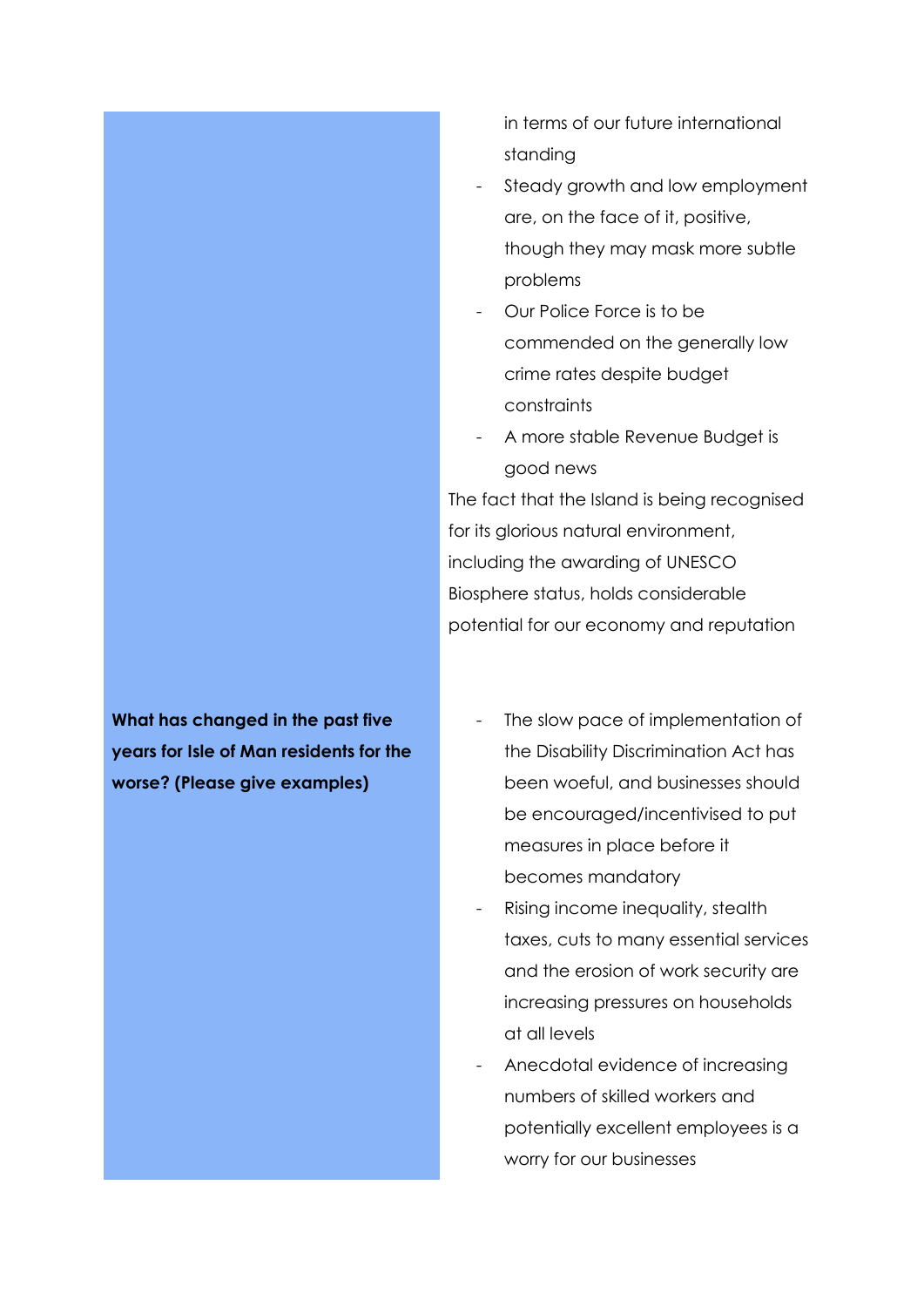| | |
|---|---|
| | in terms of our future international standing<br>- Steady growth and low employment are, on the face of it, positive, though they may mask more subtle problems<br>- Our Police Force is to be commended on the generally low crime rates despite budget constraints<br>- A more stable Revenue Budget is good news<br>The fact that the Island is being recognised for its glorious natural environment, including the awarding of UNESCO Biosphere status, holds considerable potential for our economy and reputation |
| **What has changed in the past five years for Isle of Man residents for the worse? (Please give examples)** | - The slow pace of implementation of the Disability Discrimination Act has been woeful, and businesses should be encouraged/incentivised to put measures in place before it becomes mandatory<br>- Rising income inequality, stealth taxes, cuts to many essential services and the erosion of work security are increasing pressures on households at all levels<br>- Anecdotal evidence of increasing numbers of skilled workers and potentially excellent employees is a worry for our businesses |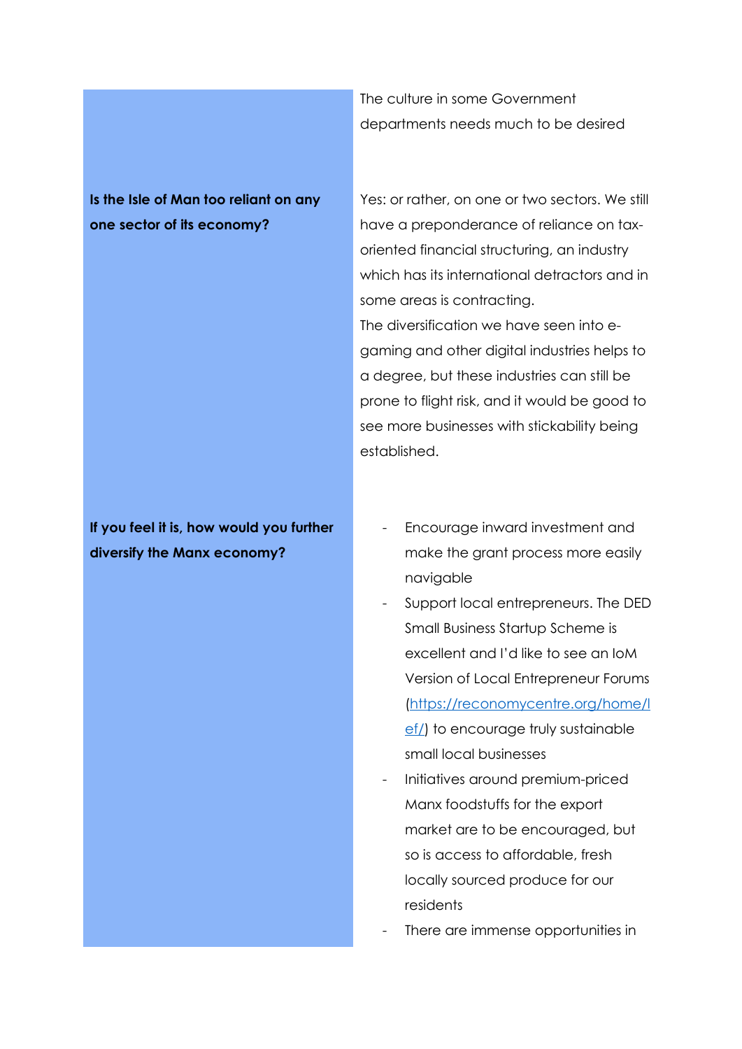| | |
|---|---|
| | The culture in some Government departments needs much to be desired |
| **Is the Isle of Man too reliant on any one sector of its economy?** | Yes: or rather, on one or two sectors. We still have a preponderance of reliance on tax-oriented financial structuring, an industry which has its international detractors and in some areas is contracting.<br>The diversification we have seen into e-gaming and other digital industries helps to a degree, but these industries can still be prone to flight risk, and it would be good to see more businesses with stickability being established. |
| **If you feel it is, how would you further diversify the Manx economy?** | - Encourage inward investment and make the grant process more easily navigable<br>- Support local entrepreneurs. The DED Small Business Startup Scheme is excellent and I'd like to see an IoM Version of Local Entrepreneur Forums ([https://reconomycentre.org/home/lef/](https://reconomycentre.org/home/lef/)) to encourage truly sustainable small local businesses<br>- Initiatives around premium-priced Manx foodstuffs for the export market are to be encouraged, but so is access to affordable, fresh locally sourced produce for our residents<br>- There are immense opportunities in |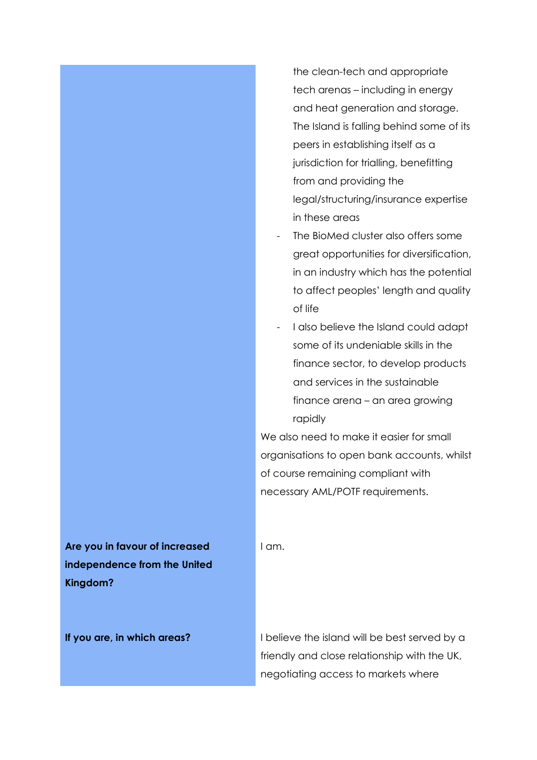| | |
|---|---|
| | the clean-tech and appropriate tech arenas – including in energy and heat generation and storage. The Island is falling behind some of its peers in establishing itself as a jurisdiction for trialling, benefitting from and providing the legal/structuring/insurance expertise in these areas<br>- The BioMed cluster also offers some great opportunities for diversification, in an industry which has the potential to affect peoples' length and quality of life<br>- I also believe the Island could adapt some of its undeniable skills in the finance sector, to develop products and services in the sustainable finance arena – an area growing rapidly<br><br>We also need to make it easier for small organisations to open bank accounts, whilst of course remaining compliant with necessary AML/POTF requirements. |
| **Are you in favour of increased independence from the United Kingdom?** | I am. |
| **If you are, in which areas?** | I believe the island will be best served by a friendly and close relationship with the UK, negotiating access to markets where |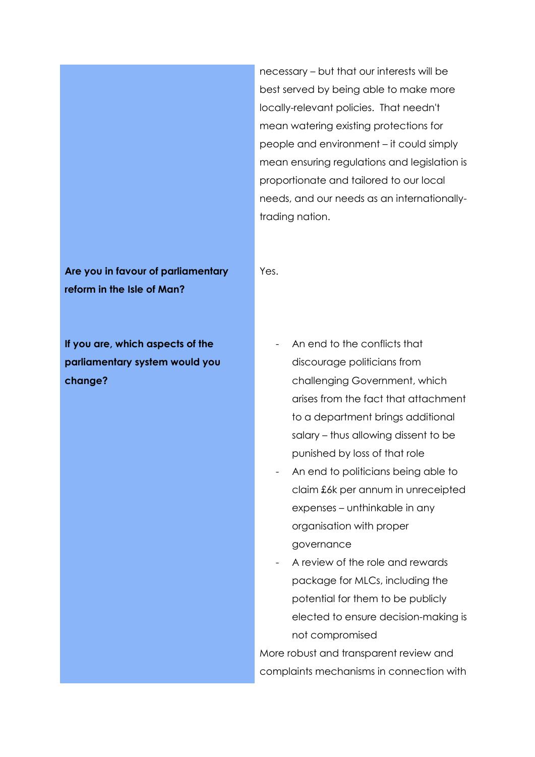| | |
|---|---|
| | necessary – but that our interests will be best served by being able to make more locally-relevant policies. That needn't mean watering existing protections for people and environment – it could simply mean ensuring regulations and legislation is proportionate and tailored to our local needs, and our needs as an internationally-trading nation. |
| **Are you in favour of parliamentary reform in the Isle of Man?** | Yes. |
| **If you are, which aspects of the parliamentary system would you change?** | - An end to the conflicts that discourage politicians from challenging Government, which arises from the fact that attachment to a department brings additional salary – thus allowing dissent to be punished by loss of that role<br>- An end to politicians being able to claim £6k per annum in unreceipted expenses – unthinkable in any organisation with proper governance<br>- A review of the role and rewards package for MLCs, including the potential for them to be publicly elected to ensure decision-making is not compromised<br><br>More robust and transparent review and complaints mechanisms in connection with |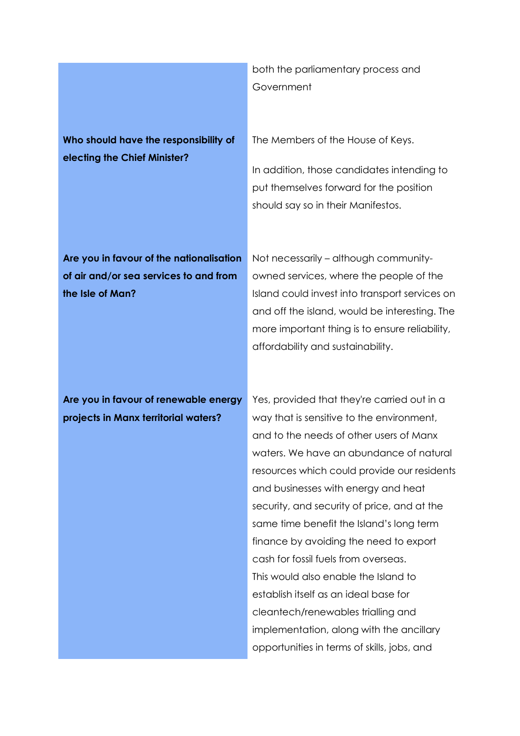| | |
|---|---|
| | both the parliamentary process and Government |
| **Who should have the responsibility of electing the Chief Minister?** | The Members of the House of Keys.<br><br>In addition, those candidates intending to put themselves forward for the position should say so in their Manifestos. |
| **Are you in favour of the nationalisation of air and/or sea services to and from the Isle of Man?** | Not necessarily – although community-owned services, where the people of the Island could invest into transport services on and off the island, would be interesting. The more important thing is to ensure reliability, affordability and sustainability. |
| **Are you in favour of renewable energy projects in Manx territorial waters?** | Yes, provided that they're carried out in a way that is sensitive to the environment, and to the needs of other users of Manx waters. We have an abundance of natural resources which could provide our residents and businesses with energy and heat security, and security of price, and at the same time benefit the Island's long term finance by avoiding the need to export cash for fossil fuels from overseas.<br>This would also enable the Island to establish itself as an ideal base for cleantech/renewables trialling and implementation, along with the ancillary opportunities in terms of skills, jobs, and |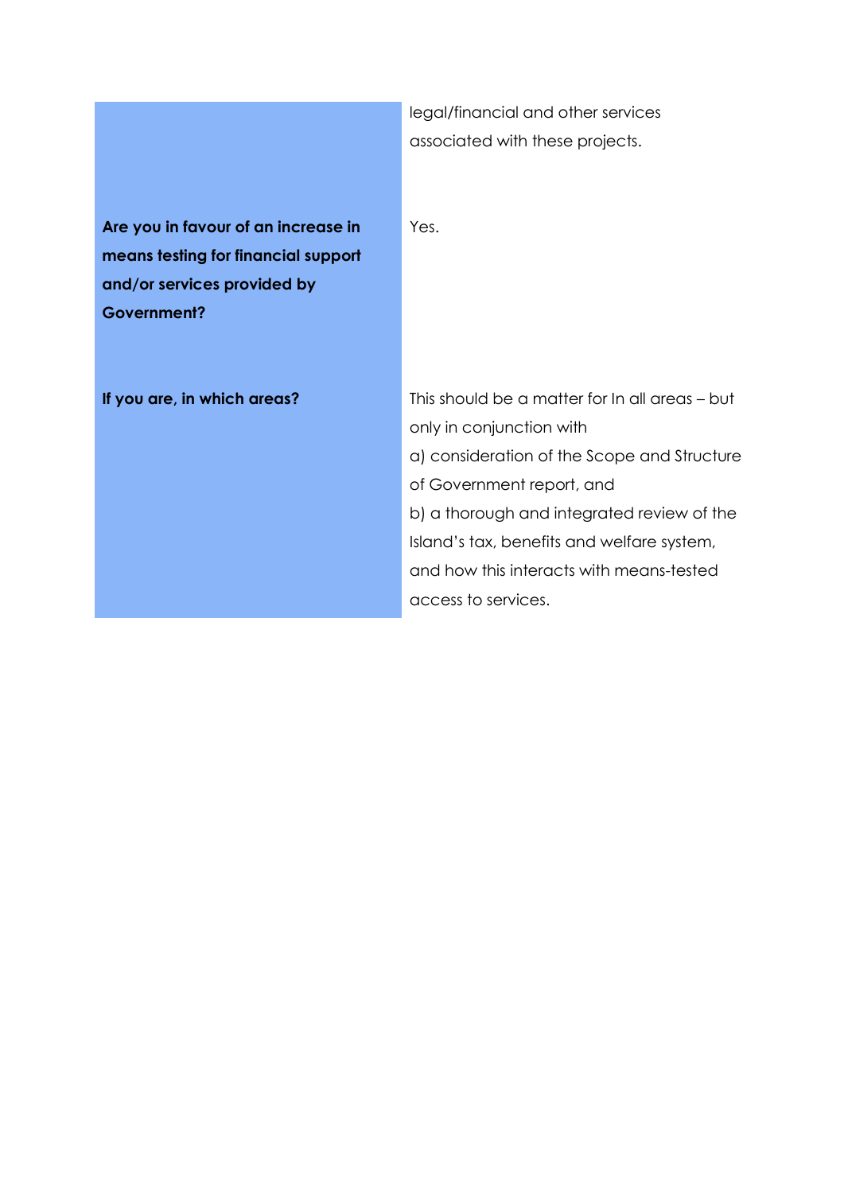| | |
|---|---|
| | legal/financial and other services associated with these projects. |
| **Are you in favour of an increase in means testing for financial support and/or services provided by Government?** | Yes. |
| **If you are, in which areas?** | This should be a matter for In all areas – but only in conjunction with<br>a) consideration of the Scope and Structure of Government report, and<br>b) a thorough and integrated review of the Island's tax, benefits and welfare system, and how this interacts with means-tested access to services. |